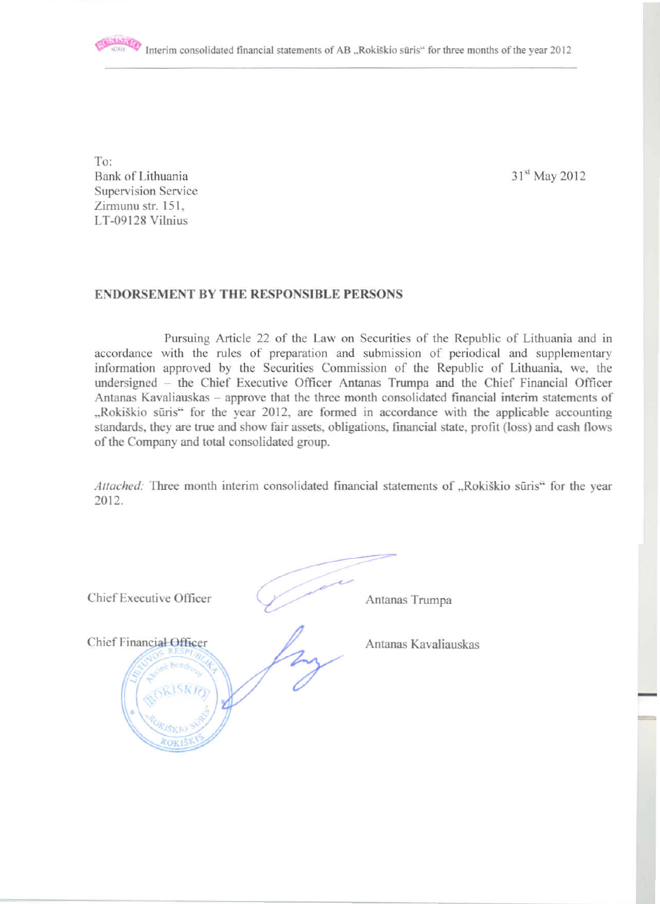To:
Bank of Lithuania
Supervision Service
Zirmunu str. 151,
LT-09128 Vilnius

31st May 2012

**ENDORSEMENT BY THE RESPONSIBLE PERSONS**

Pursuing Article 22 of the Law on Securities of the Republic of Lithuania and in accordance with the rules of preparation and submission of periodical and supplementary information approved by the Securities Commission of the Republic of Lithuania, we, the undersigned – the Chief Executive Officer Antanas Trumpa and the Chief Financial Officer Antanas Kavaliauskas – approve that the three month consolidated financial interim statements of „Rokiškio sūris" for the year 2012, are formed in accordance with the applicable accounting standards, they are true and show fair assets, obligations, financial state, profit (loss) and cash flows of the Company and total consolidated group.

*Attached:* Three month interim consolidated financial statements of „Rokiškio sūris" for the year 2012.

Chief Executive Officer Antanas Trumpa

Chief Financial Officer Antanas Kavaliauskas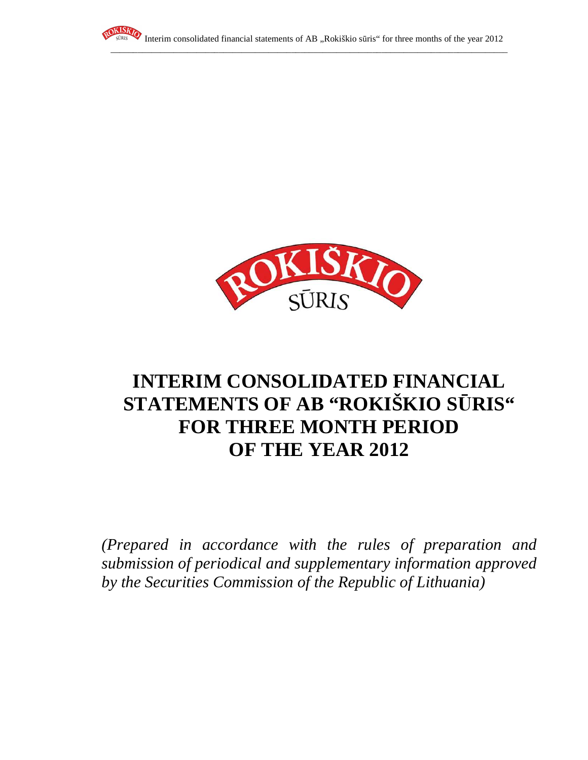# INTERIM CONSOLIDATED FINANCIAL STATEMENTS OF AB "ROKIŠKIO SŪRIS" FOR THREE MONTH PERIOD OF THE YEAR 2012

*(Prepared in accordance with the rules of preparation and submission of periodical and supplementary information approved by the Securities Commission of the Republic of Lithuania)*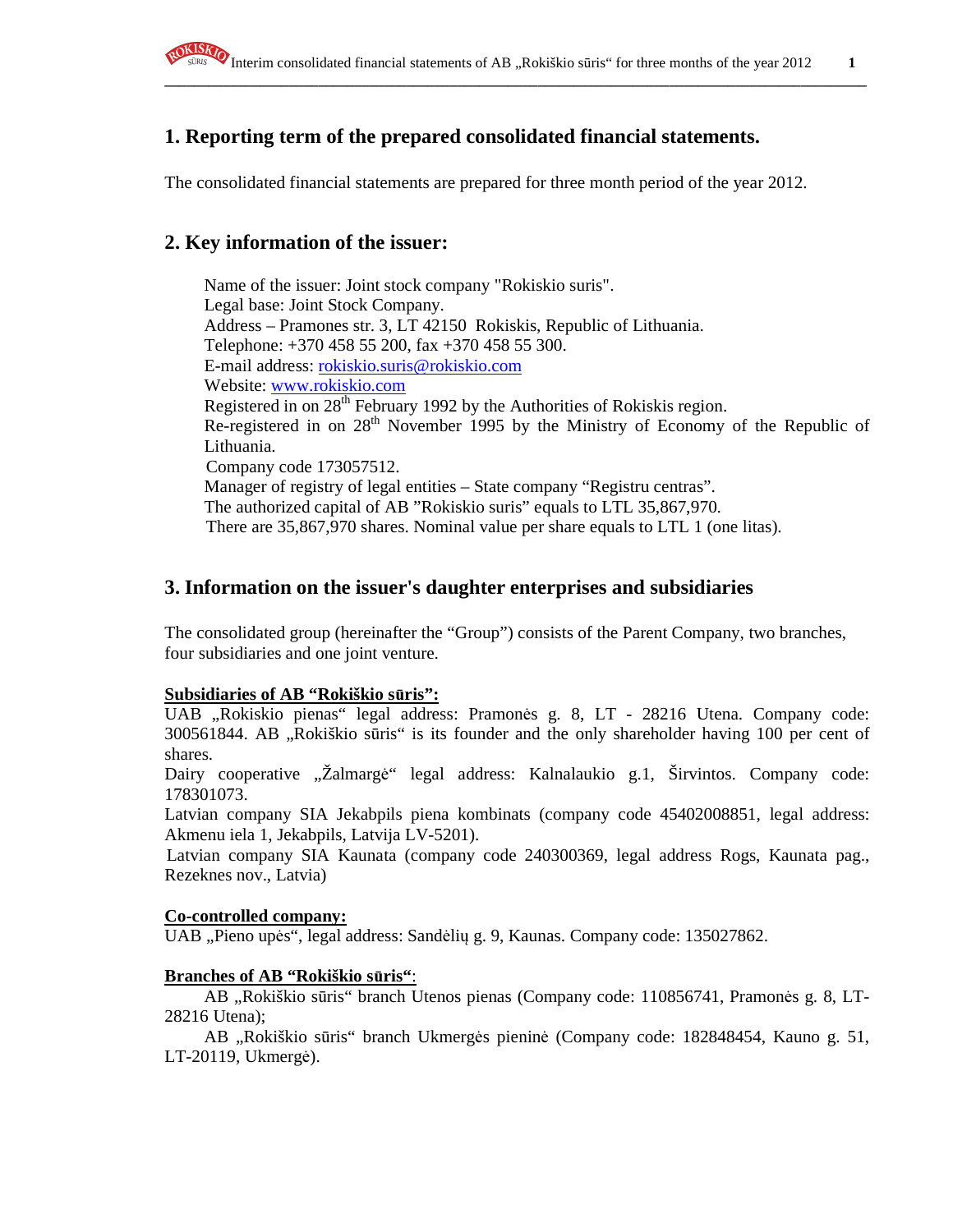## 1. Reporting term of the prepared consolidated financial statements.

The consolidated financial statements are prepared for three month period of the year 2012.

## 2. Key information of the issuer:

Name of the issuer: Joint stock company "Rokiskio suris".
Legal base: Joint Stock Company.
Address – Pramones str. 3, LT 42150 Rokiskis, Republic of Lithuania.
Telephone: +370 458 55 200, fax +370 458 55 300.
E-mail address: rokiskio.suris@rokiskio.com
Website: www.rokiskio.com
Registered in on 28th February 1992 by the Authorities of Rokiskis region.
Re-registered in on 28th November 1995 by the Ministry of Economy of the Republic of Lithuania.
Company code 173057512.
Manager of registry of legal entities – State company "Registru centras".
The authorized capital of AB "Rokiskio suris" equals to LTL 35,867,970.
There are 35,867,970 shares. Nominal value per share equals to LTL 1 (one litas).

## 3. Information on the issuer's daughter enterprises and subsidiaries

The consolidated group (hereinafter the "Group") consists of the Parent Company, two branches, four subsidiaries and one joint venture.

**Subsidiaries of AB "Rokiškio sūris":**

UAB „Rokiskio pienas" legal address: Pramonės g. 8, LT - 28216 Utena. Company code: 300561844. AB „Rokiškio sūris" is its founder and the only shareholder having 100 per cent of shares.

Dairy cooperative „Žalmargė" legal address: Kalnalaukio g.1, Širvintos. Company code: 178301073.

Latvian company SIA Jekabpils piena kombinats (company code 45402008851, legal address: Akmenu iela 1, Jekabpils, Latvija LV-5201).

Latvian company SIA Kaunata (company code 240300369, legal address Rogs, Kaunata pag., Rezeknes nov., Latvia)

**Co-controlled company:**

UAB „Pieno upės", legal address: Sandėlių g. 9, Kaunas. Company code: 135027862.

**Branches of AB "Rokiškio sūris"**:

AB „Rokiškio sūris" branch Utenos pienas (Company code: 110856741, Pramonės g. 8, LT-28216 Utena);

AB „Rokiškio sūris" branch Ukmergės pieninė (Company code: 182848454, Kauno g. 51, LT-20119, Ukmergė).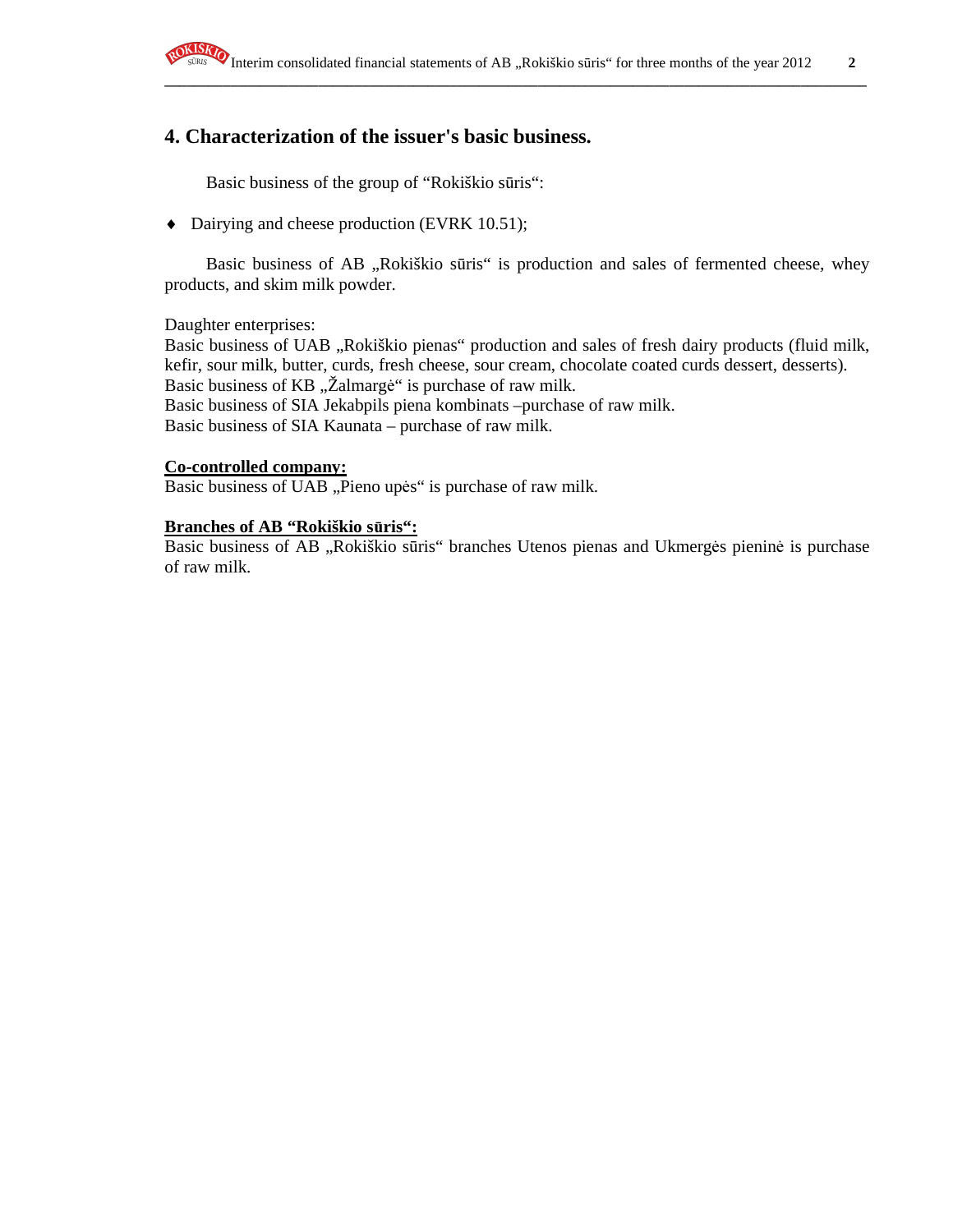## 4. Characterization of the issuer's basic business.

Basic business of the group of "Rokiškio sūris":

- Dairying and cheese production (EVRK 10.51);

Basic business of AB „Rokiškio sūris“ is production and sales of fermented cheese, whey products, and skim milk powder.

Daughter enterprises:
Basic business of UAB „Rokiškio pienas“ production and sales of fresh dairy products (fluid milk, kefir, sour milk, butter, curds, fresh cheese, sour cream, chocolate coated curds dessert, desserts).
Basic business of KB „Žalmargė“ is purchase of raw milk.
Basic business of SIA Jekabpils piena kombinats –purchase of raw milk.
Basic business of SIA Kaunata – purchase of raw milk.

**Co-controlled company:**
Basic business of UAB „Pieno upės“ is purchase of raw milk.

**Branches of AB "Rokiškio sūris":**
Basic business of AB „Rokiškio sūris“ branches Utenos pienas and Ukmergės pieninė is purchase of raw milk.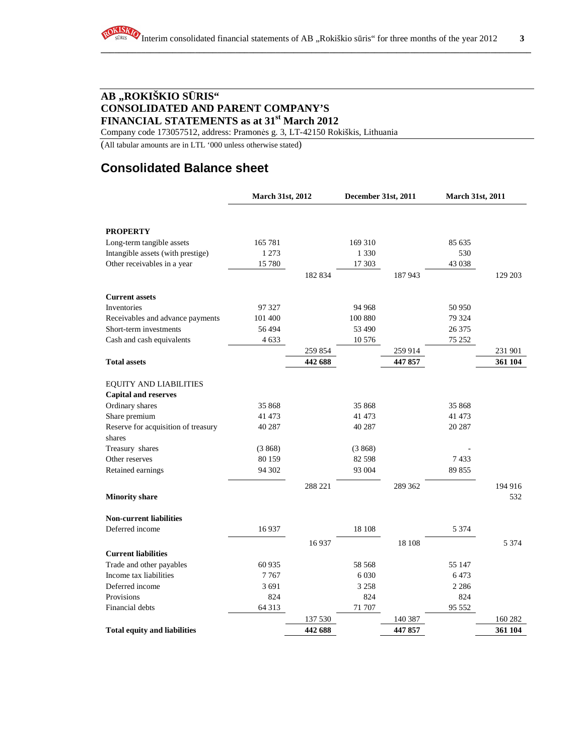# AB „ROKIŠKIO SŪRIS“
# CONSOLIDATED AND PARENT COMPANY'S FINANCIAL STATEMENTS as at 31st March 2012

Company code 173057512, address: Pramonės g. 3, LT-42150 Rokiškis, Lithuania

(All tabular amounts are in LTL '000 unless otherwise stated)

## Consolidated Balance sheet

| | March 31st, 2012 | | December 31st, 2011 | | March 31st, 2011 | |
|---|---|---|---|---|---|---|
| **PROPERTY** | | | | | | |
| Long-term tangible assets | 165 781 | | 169 310 | | 85 635 | |
| Intangible assets (with prestige) | 1 273 | | 1 330 | | 530 | |
| Other receivables in a year | 15 780 | | 17 303 | | 43 038 | |
| | | 182 834 | | 187 943 | | 129 203 |
| **Current assets** | | | | | | |
| Inventories | 97 327 | | 94 968 | | 50 950 | |
| Receivables and advance payments | 101 400 | | 100 880 | | 79 324 | |
| Short-term investments | 56 494 | | 53 490 | | 26 375 | |
| Cash and cash equivalents | 4 633 | | 10 576 | | 75 252 | |
| | | 259 854 | | 259 914 | | 231 901 |
| **Total assets** | | **442 688** | | **447 857** | | **361 104** |
| EQUITY AND LIABILITIES | | | | | | |
| **Capital and reserves** | | | | | | |
| Ordinary shares | 35 868 | | 35 868 | | 35 868 | |
| Share premium | 41 473 | | 41 473 | | 41 473 | |
| Reserve for acquisition of treasury shares | 40 287 | | 40 287 | | 20 287 | |
| Treasury shares | (3 868) | | (3 868) | | - | |
| Other reserves | 80 159 | | 82 598 | | 7 433 | |
| Retained earnings | 94 302 | | 93 004 | | 89 855 | |
| | | 288 221 | | 289 362 | | 194 916 |
| **Minority share** | | | | | | 532 |
| **Non-current liabilities** | | | | | | |
| Deferred income | 16 937 | | 18 108 | | 5 374 | |
| | | 16 937 | | 18 108 | | 5 374 |
| **Current liabilities** | | | | | | |
| Trade and other payables | 60 935 | | 58 568 | | 55 147 | |
| Income tax liabilities | 7 767 | | 6 030 | | 6 473 | |
| Deferred income | 3 691 | | 3 258 | | 2 286 | |
| Provisions | 824 | | 824 | | 824 | |
| Financial debts | 64 313 | | 71 707 | | 95 552 | |
| | | 137 530 | | 140 387 | | 160 282 |
| **Total equity and liabilities** | | **442 688** | | **447 857** | | **361 104** |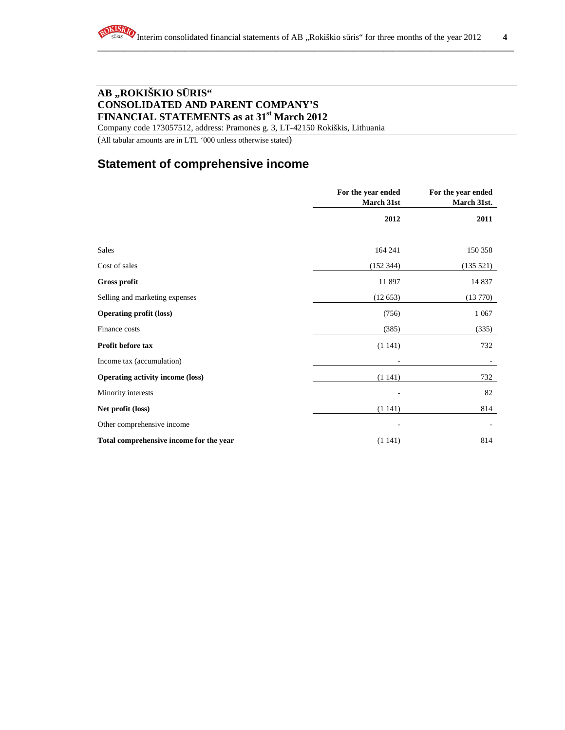## AB „ROKIŠKIO SŪRIS“
## CONSOLIDATED AND PARENT COMPANY'S FINANCIAL STATEMENTS as at 31st March 2012

Company code 173057512, address: Pramonės g. 3, LT-42150 Rokiškis, Lithuania

(All tabular amounts are in LTL '000 unless otherwise stated)

# Statement of comprehensive income

| | For the year ended March 31st 2012 | For the year ended March 31st. 2011 |
|---|---|---|
| Sales | 164 241 | 150 358 |
| Cost of sales | (152 344) | (135 521) |
| **Gross profit** | 11 897 | 14 837 |
| Selling and marketing expenses | (12 653) | (13 770) |
| **Operating profit (loss)** | (756) | 1 067 |
| Finance costs | (385) | (335) |
| **Profit before tax** | (1 141) | 732 |
| Income tax (accumulation) | - | - |
| **Operating activity income (loss)** | (1 141) | 732 |
| Minority interests | - | 82 |
| **Net profit (loss)** | (1 141) | 814 |
| Other comprehensive income | - | - |
| **Total comprehensive income for the year** | (1 141) | 814 |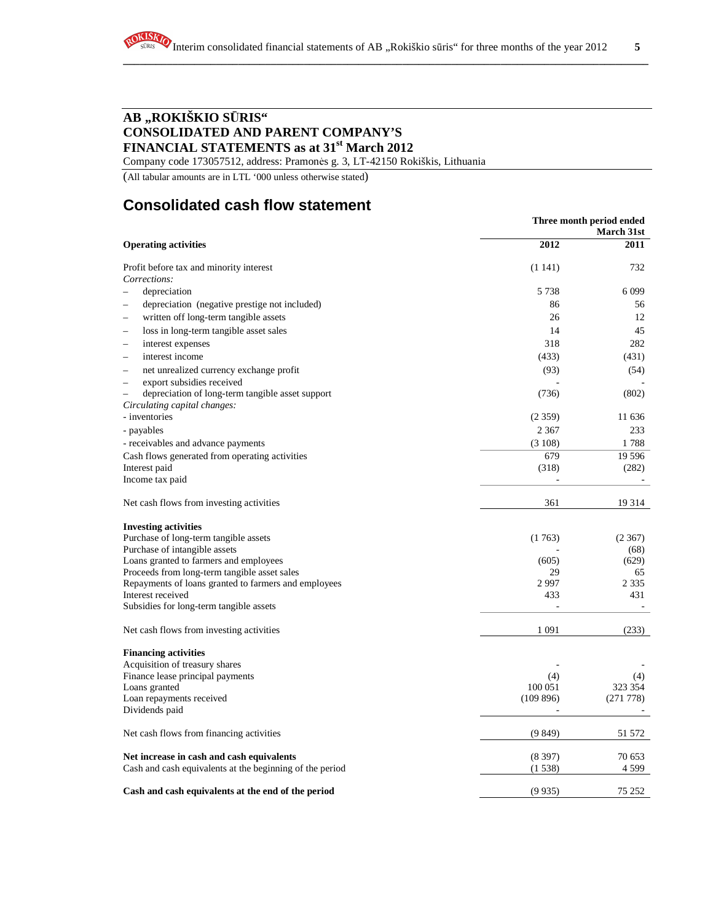## AB „ROKIŠKIO SŪRIS“
## CONSOLIDATED AND PARENT COMPANY'S
## FINANCIAL STATEMENTS as at 31st March 2012

Company code 173057512, address: Pramonės g. 3, LT-42150 Rokiškis, Lithuania

(All tabular amounts are in LTL '000 unless otherwise stated)

# Consolidated cash flow statement

| | Three month period ended March 31st | |
|---|---|---|
| **Operating activities** | **2012** | **2011** |
| Profit before tax and minority interest | (1 141) | 732 |
| *Corrections:* | | |
| – depreciation | 5 738 | 6 099 |
| – depreciation (negative prestige not included) | 86 | 56 |
| – written off long-term tangible assets | 26 | 12 |
| – loss in long-term tangible asset sales | 14 | 45 |
| – interest expenses | 318 | 282 |
| – interest income | (433) | (431) |
| – net unrealized currency exchange profit | (93) | (54) |
| – export subsidies received | - | - |
| – depreciation of long-term tangible asset support | (736) | (802) |
| *Circulating capital changes:* | | |
| - inventories | (2 359) | 11 636 |
| - payables | 2 367 | 233 |
| - receivables and advance payments | (3 108) | 1 788 |
| Cash flows generated from operating activities | 679 | 19 596 |
| Interest paid | (318) | (282) |
| Income tax paid | - | - |
| Net cash flows from investing activities | 361 | 19 314 |
| **Investing activities** | | |
| Purchase of long-term tangible assets | (1 763) | (2 367) |
| Purchase of intangible assets | - | (68) |
| Loans granted to farmers and employees | (605) | (629) |
| Proceeds from long-term tangible asset sales | 29 | 65 |
| Repayments of loans granted to farmers and employees | 2 997 | 2 335 |
| Interest received | 433 | 431 |
| Subsidies for long-term tangible assets | - | - |
| Net cash flows from investing activities | 1 091 | (233) |
| **Financing activities** | | |
| Acquisition of treasury shares | - | - |
| Finance lease principal payments | (4) | (4) |
| Loans granted | 100 051 | 323 354 |
| Loan repayments received | (109 896) | (271 778) |
| Dividends paid | - | - |
| Net cash flows from financing activities | (9 849) | 51 572 |
| **Net increase in cash and cash equivalents** | (8 397) | 70 653 |
| Cash and cash equivalents at the beginning of the period | (1 538) | 4 599 |
| **Cash and cash equivalents at the end of the period** | (9 935) | 75 252 |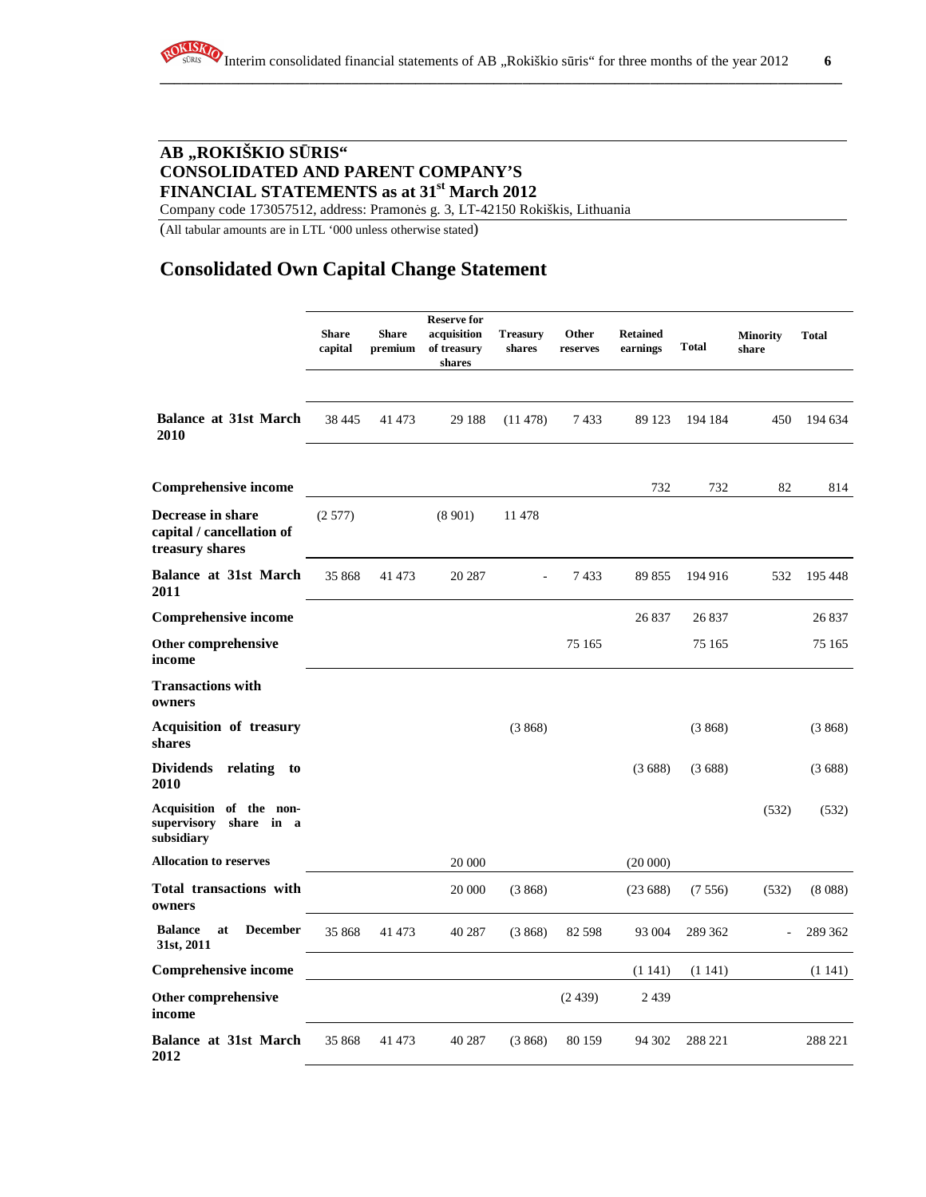## AB „ROKIŠKIO SŪRIS“
## CONSOLIDATED AND PARENT COMPANY'S
## FINANCIAL STATEMENTS as at 31st March 2012

Company code 173057512, address: Pramonės g. 3, LT-42150 Rokiškis, Lithuania

(All tabular amounts are in LTL '000 unless otherwise stated)

# Consolidated Own Capital Change Statement

| | Share capital | Share premium | Reserve for acquisition of treasury shares | Treasury shares | Other reserves | Retained earnings | Total | Minority share | Total |
|---|---|---|---|---|---|---|---|---|---|
| **Balance at 31st March 2010** | 38 445 | 41 473 | 29 188 | (11 478) | 7 433 | 89 123 | 194 184 | 450 | 194 634 |
| **Comprehensive income** | | | | | | 732 | 732 | 82 | 814 |
| **Decrease in share capital / cancellation of treasury shares** | (2 577) | | (8 901) | 11 478 | | | | | |
| **Balance at 31st March 2011** | 35 868 | 41 473 | 20 287 | - | 7 433 | 89 855 | 194 916 | 532 | 195 448 |
| **Comprehensive income** | | | | | | 26 837 | 26 837 | | 26 837 |
| **Other comprehensive income** | | | | | 75 165 | | 75 165 | | 75 165 |
| **Transactions with owners** | | | | | | | | | |
| **Acquisition of treasury shares** | | | | (3 868) | | | (3 868) | | (3 868) |
| **Dividends relating to 2010** | | | | | | (3 688) | (3 688) | | (3 688) |
| **Acquisition of the non-supervisory share in a subsidiary** | | | | | | | | (532) | (532) |
| **Allocation to reserves** | | | 20 000 | | | (20 000) | | | |
| **Total transactions with owners** | | | 20 000 | (3 868) | | (23 688) | (7 556) | (532) | (8 088) |
| **Balance at December 31st, 2011** | 35 868 | 41 473 | 40 287 | (3 868) | 82 598 | 93 004 | 289 362 | - | 289 362 |
| **Comprehensive income** | | | | | | (1 141) | (1 141) | | (1 141) |
| **Other comprehensive income** | | | | | (2 439) | 2 439 | | | |
| **Balance at 31st March 2012** | 35 868 | 41 473 | 40 287 | (3 868) | 80 159 | 94 302 | 288 221 | | 288 221 |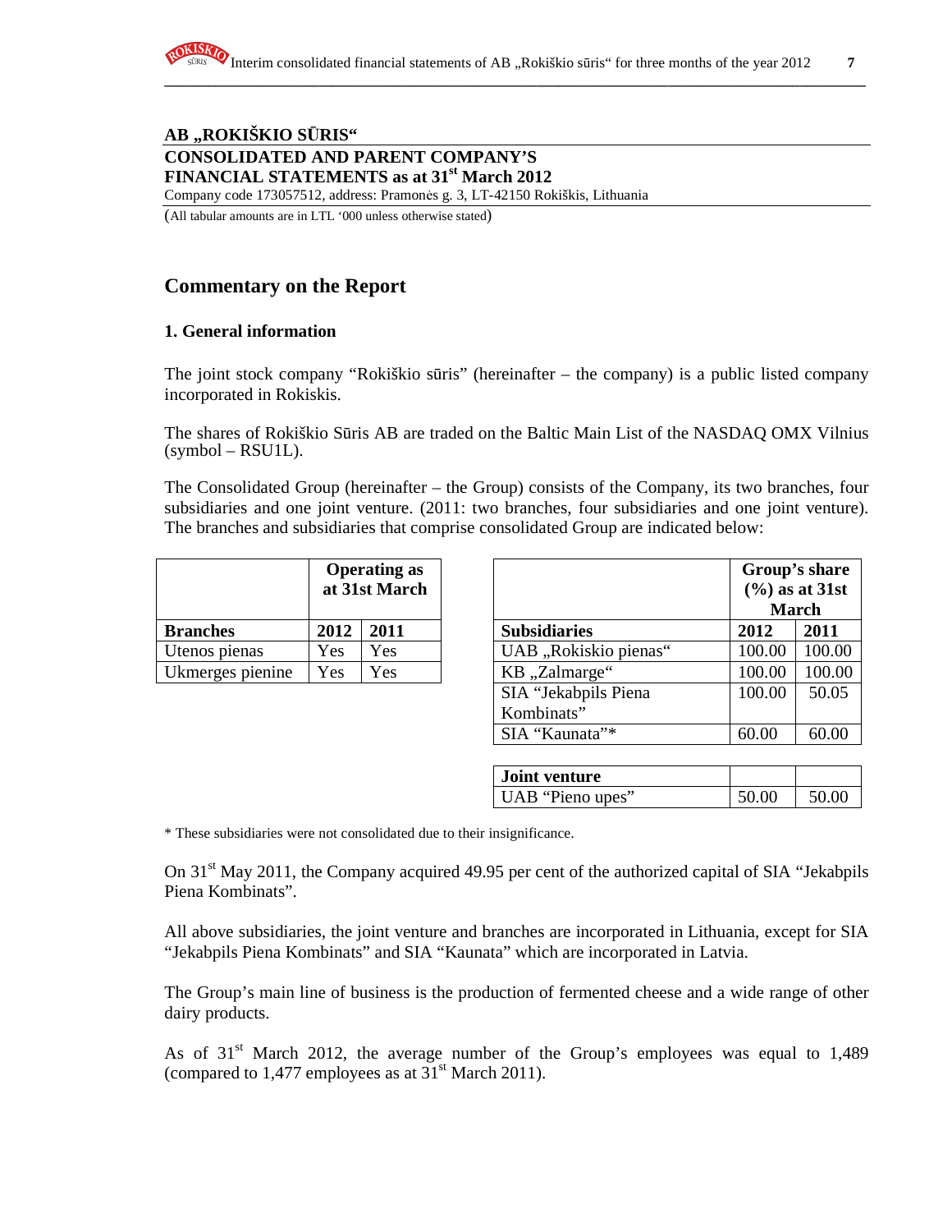**AB „ROKIŠKIO SŪRIS“**

**CONSOLIDATED AND PARENT COMPANY'S FINANCIAL STATEMENTS as at 31st March 2012**

Company code 173057512, address: Pramonės g. 3, LT-42150 Rokiškis, Lithuania

(All tabular amounts are in LTL '000 unless otherwise stated)

## Commentary on the Report

### 1. General information

The joint stock company "Rokiškio sūris" (hereinafter – the company) is a public listed company incorporated in Rokiskis.

The shares of Rokiškio Sūris AB are traded on the Baltic Main List of the NASDAQ OMX Vilnius (symbol – RSU1L).

The Consolidated Group (hereinafter – the Group) consists of the Company, its two branches, four subsidiaries and one joint venture. (2011: two branches, four subsidiaries and one joint venture). The branches and subsidiaries that comprise consolidated Group are indicated below:

| | Operating as at 31st March | |
|---|---|---|
| **Branches** | **2012** | **2011** |
| Utenos pienas | Yes | Yes |
| Ukmerges pienine | Yes | Yes |

| | Group's share (%) as at 31st March | |
|---|---|---|
| **Subsidiaries** | **2012** | **2011** |
| UAB „Rokiskio pienas“ | 100.00 | 100.00 |
| KB „Zalmarge“ | 100.00 | 100.00 |
| SIA "Jekabpils Piena Kombinats" | 100.00 | 50.05 |
| SIA "Kaunata"* | 60.00 | 60.00 |
| **Joint venture** | | |
| UAB "Pieno upes" | 50.00 | 50.00 |

\* These subsidiaries were not consolidated due to their insignificance.

On 31st May 2011, the Company acquired 49.95 per cent of the authorized capital of SIA "Jekabpils Piena Kombinats".

All above subsidiaries, the joint venture and branches are incorporated in Lithuania, except for SIA "Jekabpils Piena Kombinats" and SIA "Kaunata" which are incorporated in Latvia.

The Group's main line of business is the production of fermented cheese and a wide range of other dairy products.

As of 31st March 2012, the average number of the Group's employees was equal to 1,489 (compared to 1,477 employees as at 31st March 2011).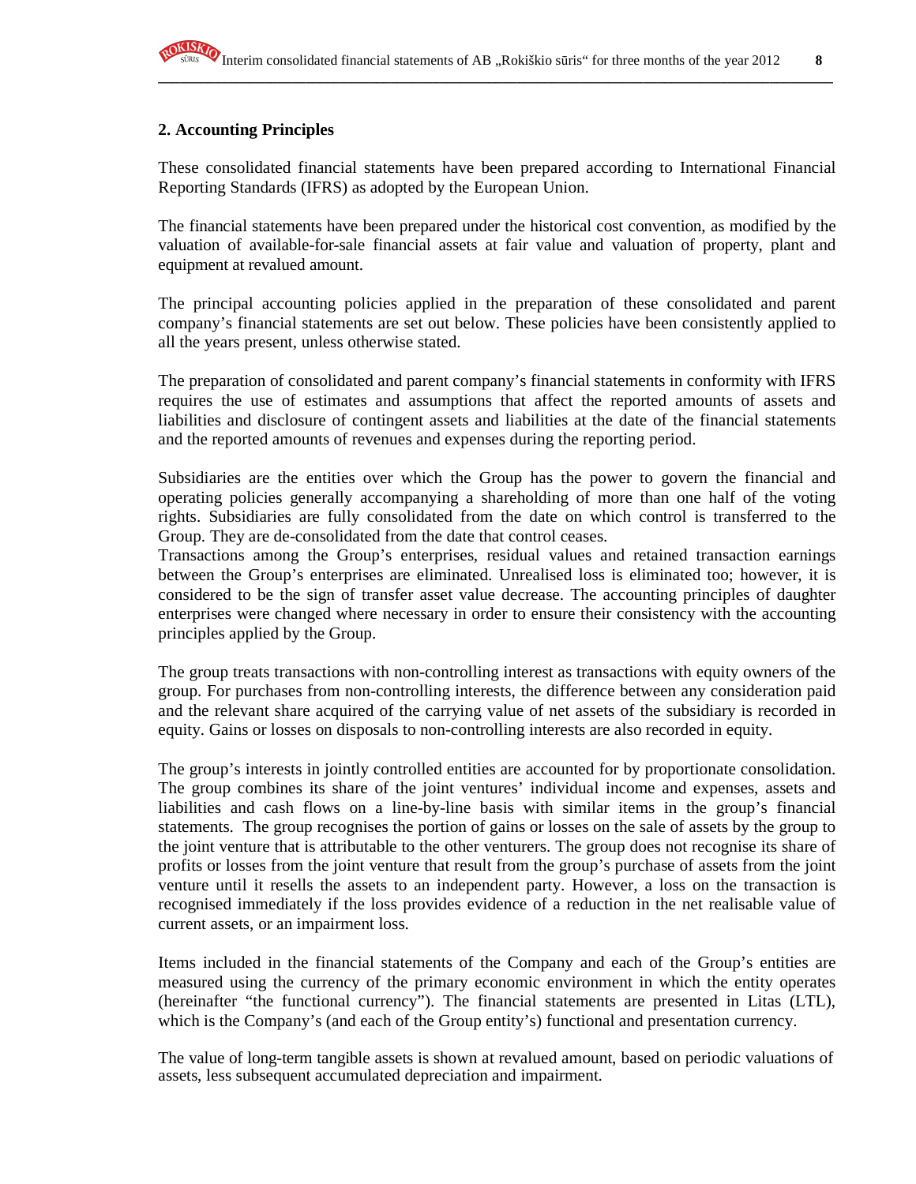## 2. Accounting Principles

These consolidated financial statements have been prepared according to International Financial Reporting Standards (IFRS) as adopted by the European Union.

The financial statements have been prepared under the historical cost convention, as modified by the valuation of available-for-sale financial assets at fair value and valuation of property, plant and equipment at revalued amount.

The principal accounting policies applied in the preparation of these consolidated and parent company's financial statements are set out below. These policies have been consistently applied to all the years present, unless otherwise stated.

The preparation of consolidated and parent company's financial statements in conformity with IFRS requires the use of estimates and assumptions that affect the reported amounts of assets and liabilities and disclosure of contingent assets and liabilities at the date of the financial statements and the reported amounts of revenues and expenses during the reporting period.

Subsidiaries are the entities over which the Group has the power to govern the financial and operating policies generally accompanying a shareholding of more than one half of the voting rights. Subsidiaries are fully consolidated from the date on which control is transferred to the Group. They are de-consolidated from the date that control ceases.
Transactions among the Group's enterprises, residual values and retained transaction earnings between the Group's enterprises are eliminated. Unrealised loss is eliminated too; however, it is considered to be the sign of transfer asset value decrease. The accounting principles of daughter enterprises were changed where necessary in order to ensure their consistency with the accounting principles applied by the Group.

The group treats transactions with non-controlling interest as transactions with equity owners of the group. For purchases from non-controlling interests, the difference between any consideration paid and the relevant share acquired of the carrying value of net assets of the subsidiary is recorded in equity. Gains or losses on disposals to non-controlling interests are also recorded in equity.

The group's interests in jointly controlled entities are accounted for by proportionate consolidation. The group combines its share of the joint ventures' individual income and expenses, assets and liabilities and cash flows on a line-by-line basis with similar items in the group's financial statements. The group recognises the portion of gains or losses on the sale of assets by the group to the joint venture that is attributable to the other venturers. The group does not recognise its share of profits or losses from the joint venture that result from the group's purchase of assets from the joint venture until it resells the assets to an independent party. However, a loss on the transaction is recognised immediately if the loss provides evidence of a reduction in the net realisable value of current assets, or an impairment loss.

Items included in the financial statements of the Company and each of the Group's entities are measured using the currency of the primary economic environment in which the entity operates (hereinafter "the functional currency"). The financial statements are presented in Litas (LTL), which is the Company's (and each of the Group entity's) functional and presentation currency.

The value of long-term tangible assets is shown at revalued amount, based on periodic valuations of assets, less subsequent accumulated depreciation and impairment.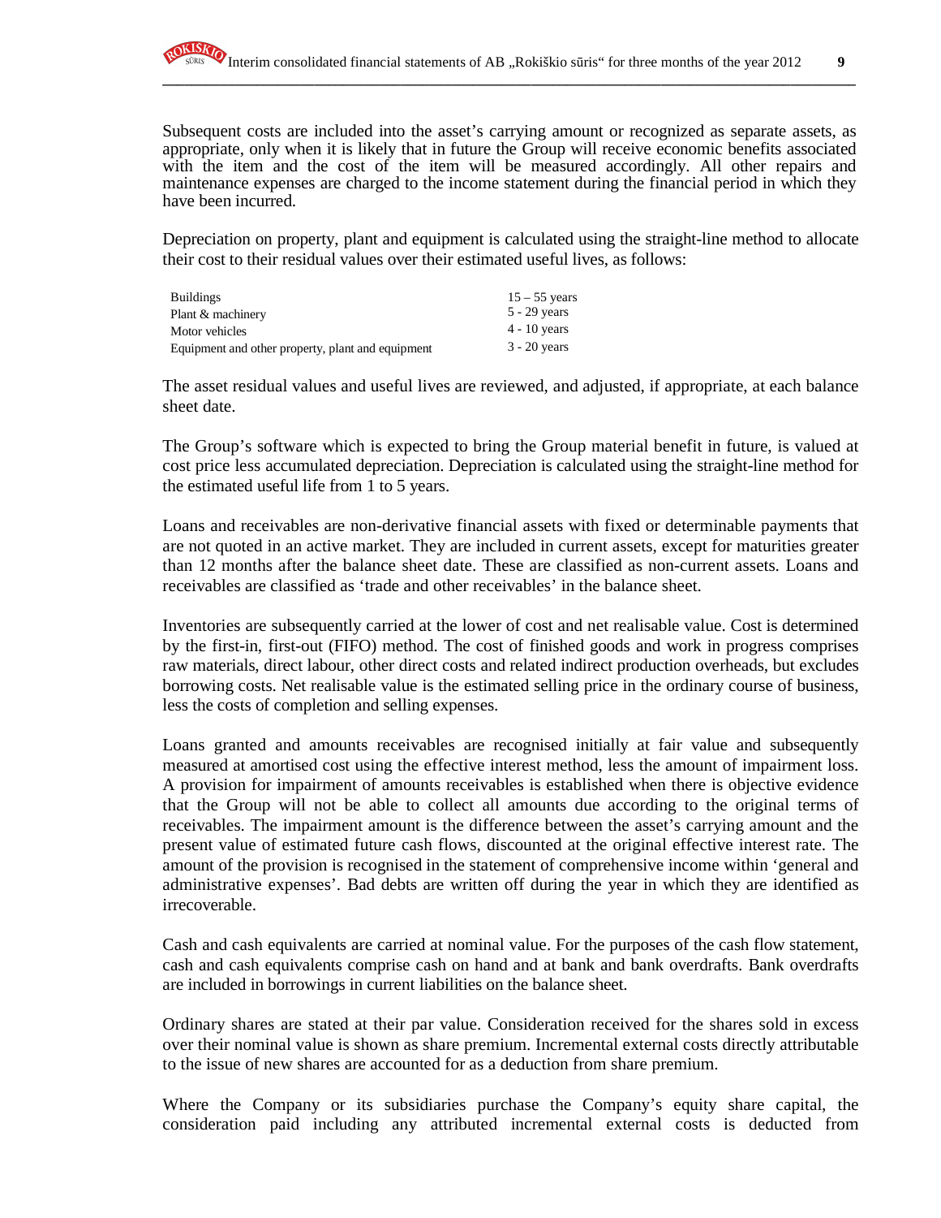Subsequent costs are included into the asset's carrying amount or recognized as separate assets, as appropriate, only when it is likely that in future the Group will receive economic benefits associated with the item and the cost of the item will be measured accordingly. All other repairs and maintenance expenses are charged to the income statement during the financial period in which they have been incurred.

Depreciation on property, plant and equipment is calculated using the straight-line method to allocate their cost to their residual values over their estimated useful lives, as follows:

| | |
|---|---|
| Buildings | 15 – 55 years |
| Plant & machinery | 5 - 29 years |
| Motor vehicles | 4 - 10 years |
| Equipment and other property, plant and equipment | 3 - 20 years |

The asset residual values and useful lives are reviewed, and adjusted, if appropriate, at each balance sheet date.

The Group's software which is expected to bring the Group material benefit in future, is valued at cost price less accumulated depreciation. Depreciation is calculated using the straight-line method for the estimated useful life from 1 to 5 years.

Loans and receivables are non-derivative financial assets with fixed or determinable payments that are not quoted in an active market. They are included in current assets, except for maturities greater than 12 months after the balance sheet date. These are classified as non-current assets. Loans and receivables are classified as 'trade and other receivables' in the balance sheet.

Inventories are subsequently carried at the lower of cost and net realisable value. Cost is determined by the first-in, first-out (FIFO) method. The cost of finished goods and work in progress comprises raw materials, direct labour, other direct costs and related indirect production overheads, but excludes borrowing costs. Net realisable value is the estimated selling price in the ordinary course of business, less the costs of completion and selling expenses.

Loans granted and amounts receivables are recognised initially at fair value and subsequently measured at amortised cost using the effective interest method, less the amount of impairment loss. A provision for impairment of amounts receivables is established when there is objective evidence that the Group will not be able to collect all amounts due according to the original terms of receivables. The impairment amount is the difference between the asset's carrying amount and the present value of estimated future cash flows, discounted at the original effective interest rate. The amount of the provision is recognised in the statement of comprehensive income within 'general and administrative expenses'. Bad debts are written off during the year in which they are identified as irrecoverable.

Cash and cash equivalents are carried at nominal value. For the purposes of the cash flow statement, cash and cash equivalents comprise cash on hand and at bank and bank overdrafts. Bank overdrafts are included in borrowings in current liabilities on the balance sheet.

Ordinary shares are stated at their par value. Consideration received for the shares sold in excess over their nominal value is shown as share premium. Incremental external costs directly attributable to the issue of new shares are accounted for as a deduction from share premium.

Where the Company or its subsidiaries purchase the Company's equity share capital, the consideration paid including any attributed incremental external costs is deducted from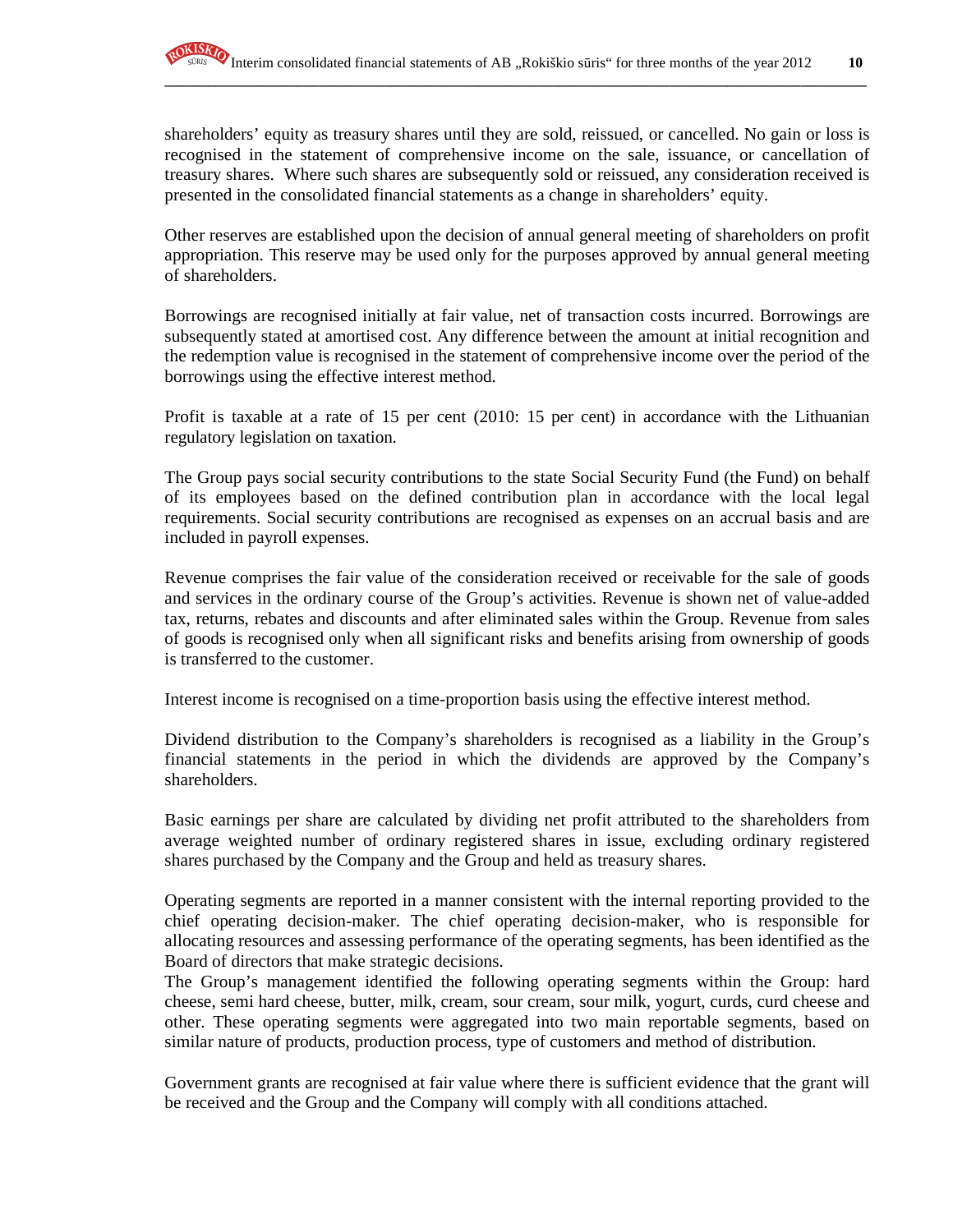shareholders' equity as treasury shares until they are sold, reissued, or cancelled. No gain or loss is recognised in the statement of comprehensive income on the sale, issuance, or cancellation of treasury shares. Where such shares are subsequently sold or reissued, any consideration received is presented in the consolidated financial statements as a change in shareholders' equity.

Other reserves are established upon the decision of annual general meeting of shareholders on profit appropriation. This reserve may be used only for the purposes approved by annual general meeting of shareholders.

Borrowings are recognised initially at fair value, net of transaction costs incurred. Borrowings are subsequently stated at amortised cost. Any difference between the amount at initial recognition and the redemption value is recognised in the statement of comprehensive income over the period of the borrowings using the effective interest method.

Profit is taxable at a rate of 15 per cent (2010: 15 per cent) in accordance with the Lithuanian regulatory legislation on taxation.

The Group pays social security contributions to the state Social Security Fund (the Fund) on behalf of its employees based on the defined contribution plan in accordance with the local legal requirements. Social security contributions are recognised as expenses on an accrual basis and are included in payroll expenses.

Revenue comprises the fair value of the consideration received or receivable for the sale of goods and services in the ordinary course of the Group's activities. Revenue is shown net of value-added tax, returns, rebates and discounts and after eliminated sales within the Group. Revenue from sales of goods is recognised only when all significant risks and benefits arising from ownership of goods is transferred to the customer.

Interest income is recognised on a time-proportion basis using the effective interest method.

Dividend distribution to the Company's shareholders is recognised as a liability in the Group's financial statements in the period in which the dividends are approved by the Company's shareholders.

Basic earnings per share are calculated by dividing net profit attributed to the shareholders from average weighted number of ordinary registered shares in issue, excluding ordinary registered shares purchased by the Company and the Group and held as treasury shares.

Operating segments are reported in a manner consistent with the internal reporting provided to the chief operating decision-maker. The chief operating decision-maker, who is responsible for allocating resources and assessing performance of the operating segments, has been identified as the Board of directors that make strategic decisions.
The Group's management identified the following operating segments within the Group: hard cheese, semi hard cheese, butter, milk, cream, sour cream, sour milk, yogurt, curds, curd cheese and other. These operating segments were aggregated into two main reportable segments, based on similar nature of products, production process, type of customers and method of distribution.

Government grants are recognised at fair value where there is sufficient evidence that the grant will be received and the Group and the Company will comply with all conditions attached.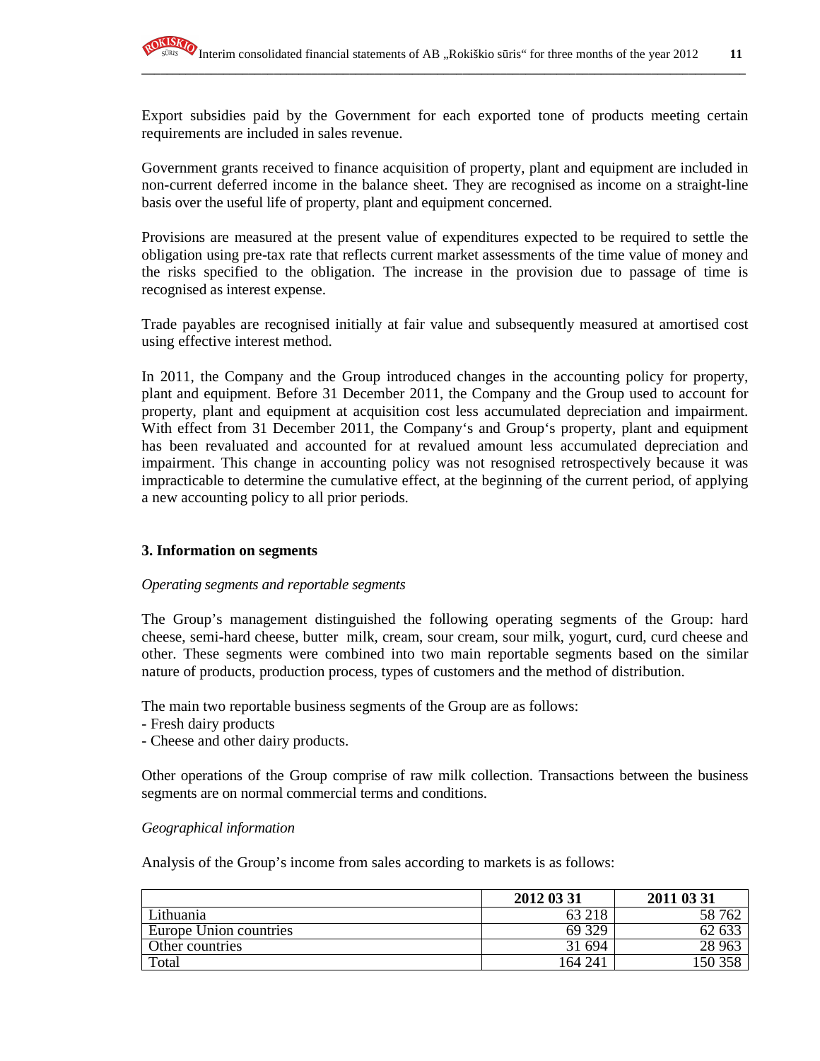Export subsidies paid by the Government for each exported tone of products meeting certain requirements are included in sales revenue.

Government grants received to finance acquisition of property, plant and equipment are included in non-current deferred income in the balance sheet. They are recognised as income on a straight-line basis over the useful life of property, plant and equipment concerned.

Provisions are measured at the present value of expenditures expected to be required to settle the obligation using pre-tax rate that reflects current market assessments of the time value of money and the risks specified to the obligation. The increase in the provision due to passage of time is recognised as interest expense.

Trade payables are recognised initially at fair value and subsequently measured at amortised cost using effective interest method.

In 2011, the Company and the Group introduced changes in the accounting policy for property, plant and equipment. Before 31 December 2011, the Company and the Group used to account for property, plant and equipment at acquisition cost less accumulated depreciation and impairment. With effect from 31 December 2011, the Company's and Group's property, plant and equipment has been revaluated and accounted for at revalued amount less accumulated depreciation and impairment. This change in accounting policy was not resognised retrospectively because it was impracticable to determine the cumulative effect, at the beginning of the current period, of applying a new accounting policy to all prior periods.

## 3. Information on segments

*Operating segments and reportable segments*

The Group's management distinguished the following operating segments of the Group: hard cheese, semi-hard cheese, butter milk, cream, sour cream, sour milk, yogurt, curd, curd cheese and other. These segments were combined into two main reportable segments based on the similar nature of products, production process, types of customers and the method of distribution.

The main two reportable business segments of the Group are as follows:
- Fresh dairy products
- Cheese and other dairy products.

Other operations of the Group comprise of raw milk collection. Transactions between the business segments are on normal commercial terms and conditions.

*Geographical information*

Analysis of the Group's income from sales according to markets is as follows:

| | 2012 03 31 | 2011 03 31 |
|---|---|---|
| Lithuania | 63 218 | 58 762 |
| Europe Union countries | 69 329 | 62 633 |
| Other countries | 31 694 | 28 963 |
| Total | 164 241 | 150 358 |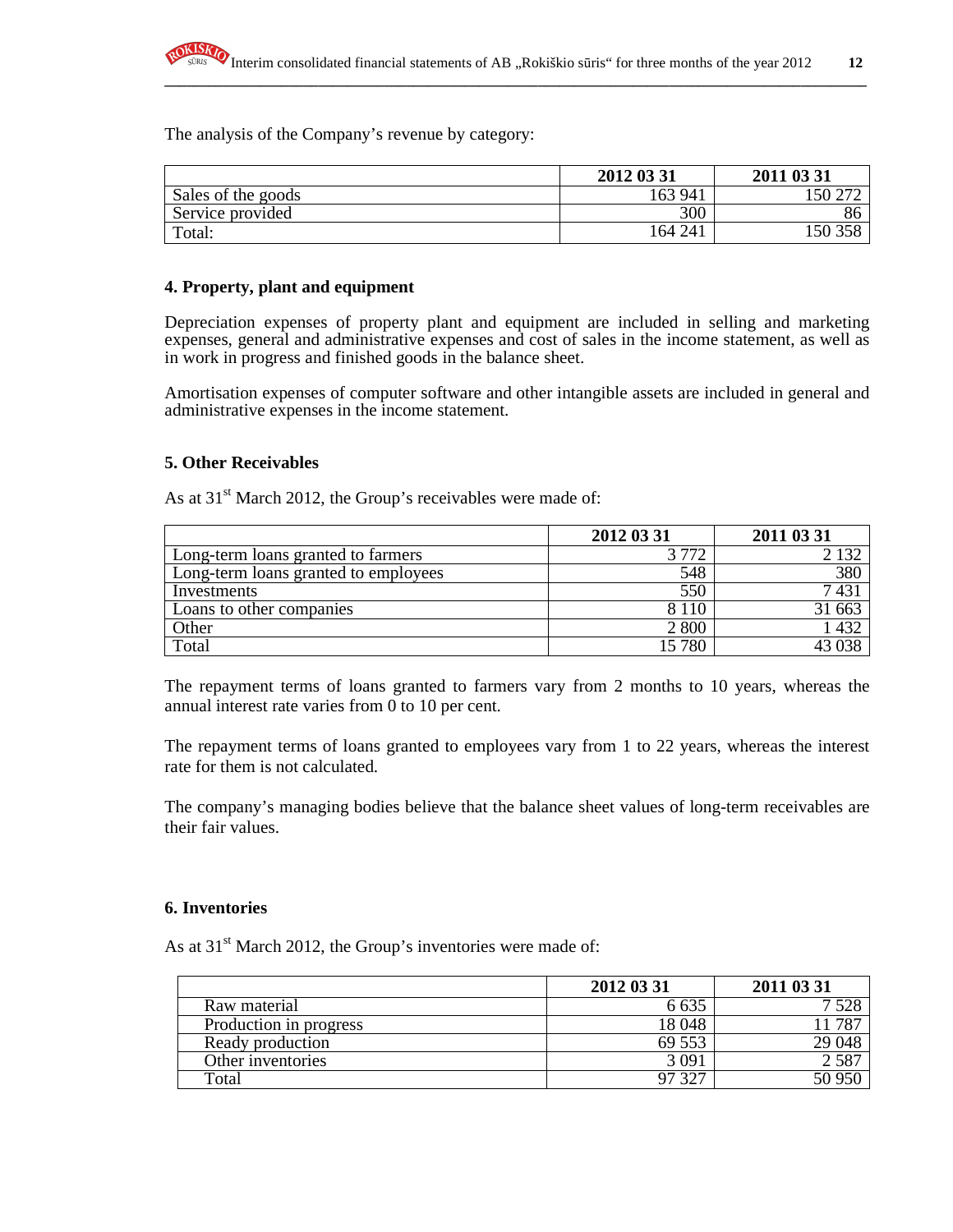The analysis of the Company's revenue by category:

| | 2012 03 31 | 2011 03 31 |
|---|---|---|
| Sales of the goods | 163 941 | 150 272 |
| Service provided | 300 | 86 |
| Total: | 164 241 | 150 358 |

**4. Property, plant and equipment**

Depreciation expenses of property plant and equipment are included in selling and marketing expenses, general and administrative expenses and cost of sales in the income statement, as well as in work in progress and finished goods in the balance sheet.

Amortisation expenses of computer software and other intangible assets are included in general and administrative expenses in the income statement.

**5. Other Receivables**

As at 31st March 2012, the Group's receivables were made of:

| | 2012 03 31 | 2011 03 31 |
|---|---|---|
| Long-term loans granted to farmers | 3 772 | 2 132 |
| Long-term loans granted to employees | 548 | 380 |
| Investments | 550 | 7 431 |
| Loans to other companies | 8 110 | 31 663 |
| Other | 2 800 | 1 432 |
| Total | 15 780 | 43 038 |

The repayment terms of loans granted to farmers vary from 2 months to 10 years, whereas the annual interest rate varies from 0 to 10 per cent.

The repayment terms of loans granted to employees vary from 1 to 22 years, whereas the interest rate for them is not calculated.

The company's managing bodies believe that the balance sheet values of long-term receivables are their fair values.

**6. Inventories**

As at 31st March 2012, the Group's inventories were made of:

| | 2012 03 31 | 2011 03 31 |
|---|---|---|
| Raw material | 6 635 | 7 528 |
| Production in progress | 18 048 | 11 787 |
| Ready production | 69 553 | 29 048 |
| Other inventories | 3 091 | 2 587 |
| Total | 97 327 | 50 950 |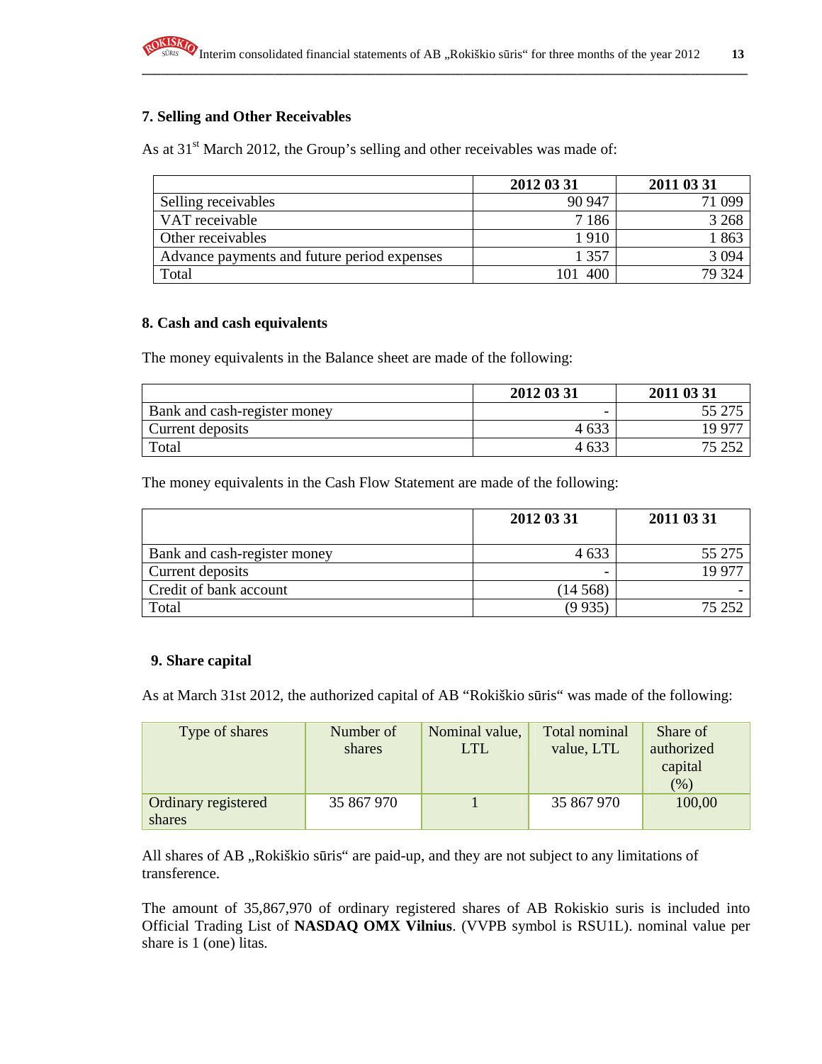## 7. Selling and Other Receivables

As at 31st March 2012, the Group's selling and other receivables was made of:

| | 2012 03 31 | 2011 03 31 |
|---|---|---|
| Selling receivables | 90 947 | 71 099 |
| VAT receivable | 7 186 | 3 268 |
| Other receivables | 1 910 | 1 863 |
| Advance payments and future period expenses | 1 357 | 3 094 |
| Total | 101 400 | 79 324 |

## 8. Cash and cash equivalents

The money equivalents in the Balance sheet are made of the following:

| | 2012 03 31 | 2011 03 31 |
|---|---|---|
| Bank and cash-register money | - | 55 275 |
| Current deposits | 4 633 | 19 977 |
| Total | 4 633 | 75 252 |

The money equivalents in the Cash Flow Statement are made of the following:

| | 2012 03 31 | 2011 03 31 |
|---|---|---|
| Bank and cash-register money | 4 633 | 55 275 |
| Current deposits | - | 19 977 |
| Credit of bank account | (14 568) | - |
| Total | (9 935) | 75 252 |

## 9. Share capital

As at March 31st 2012, the authorized capital of AB "Rokiškio sūris" was made of the following:

| Type of shares | Number of shares | Nominal value, LTL | Total nominal value, LTL | Share of authorized capital (%) |
|---|---|---|---|---|
| Ordinary registered shares | 35 867 970 | 1 | 35 867 970 | 100,00 |

All shares of AB „Rokiškio sūris" are paid-up, and they are not subject to any limitations of transference.

The amount of 35,867,970 of ordinary registered shares of AB Rokiskio suris is included into Official Trading List of **NASDAQ OMX Vilnius**. (VVPB symbol is RSU1L). nominal value per share is 1 (one) litas.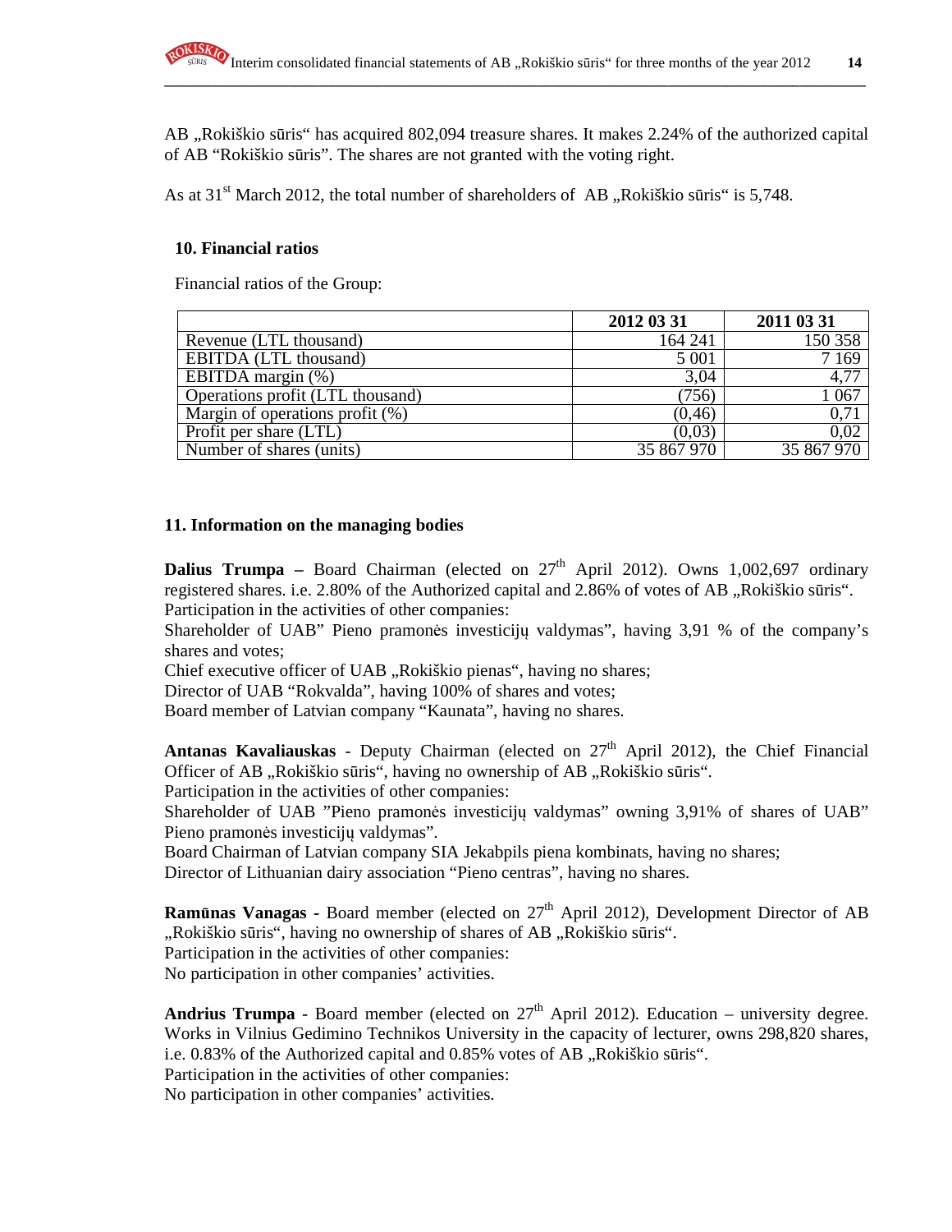AB „Rokiškio sūris“ has acquired 802,094 treasure shares. It makes 2.24% of the authorized capital of AB “Rokiškio sūris”. The shares are not granted with the voting right.

As at 31st March 2012, the total number of shareholders of AB „Rokiškio sūris“ is 5,748.

## 10. Financial ratios

Financial ratios of the Group:

| | 2012 03 31 | 2011 03 31 |
|---|---|---|
| Revenue (LTL thousand) | 164 241 | 150 358 |
| EBITDA (LTL thousand) | 5 001 | 7 169 |
| EBITDA margin (%) | 3,04 | 4,77 |
| Operations profit (LTL thousand) | (756) | 1 067 |
| Margin of operations profit (%) | (0,46) | 0,71 |
| Profit per share (LTL) | (0,03) | 0,02 |
| Number of shares (units) | 35 867 970 | 35 867 970 |

## 11. Information on the managing bodies

**Dalius Trumpa –** Board Chairman (elected on 27th April 2012). Owns 1,002,697 ordinary registered shares. i.e. 2.80% of the Authorized capital and 2.86% of votes of AB „Rokiškio sūris“.
Participation in the activities of other companies:
Shareholder of UAB” Pieno pramonės investicijų valdymas”, having 3,91 % of the company’s shares and votes;
Chief executive officer of UAB „Rokiškio pienas“, having no shares;
Director of UAB “Rokvalda”, having 100% of shares and votes;
Board member of Latvian company “Kaunata”, having no shares.

**Antanas Kavaliauskas** - Deputy Chairman (elected on 27th April 2012), the Chief Financial Officer of AB „Rokiškio sūris“, having no ownership of AB „Rokiškio sūris“.
Participation in the activities of other companies:
Shareholder of UAB ”Pieno pramonės investicijų valdymas” owning 3,91% of shares of UAB” Pieno pramonės investicijų valdymas”.
Board Chairman of Latvian company SIA Jekabpils piena kombinats, having no shares;
Director of Lithuanian dairy association “Pieno centras”, having no shares.

**Ramūnas Vanagas -** Board member (elected on 27th April 2012), Development Director of AB „Rokiškio sūris“, having no ownership of shares of AB „Rokiškio sūris“.
Participation in the activities of other companies:
No participation in other companies’ activities.

**Andrius Trumpa** - Board member (elected on 27th April 2012). Education – university degree. Works in Vilnius Gedimino Technikos University in the capacity of lecturer, owns 298,820 shares, i.e. 0.83% of the Authorized capital and 0.85% votes of AB „Rokiškio sūris“.
Participation in the activities of other companies:
No participation in other companies’ activities.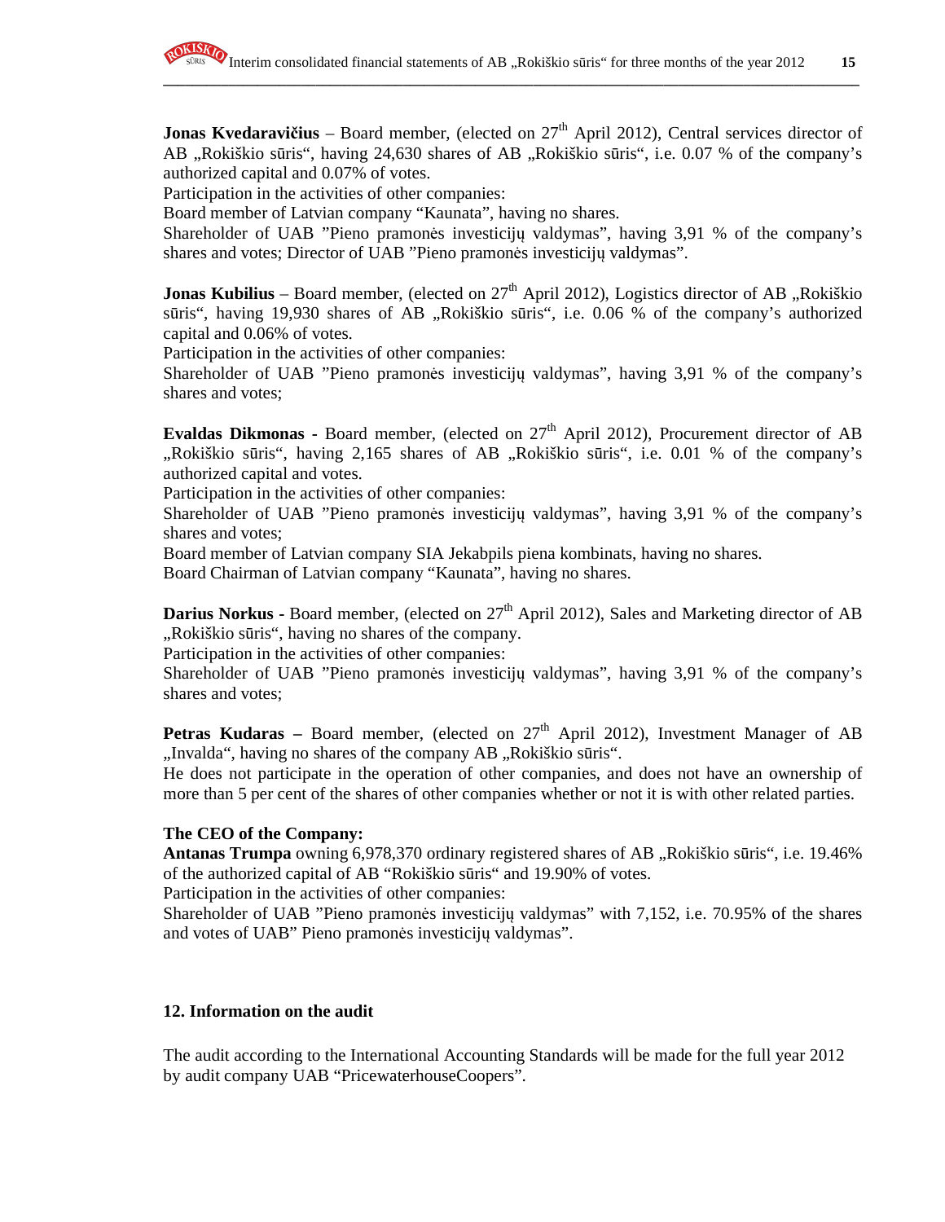**Jonas Kvedaravičius** – Board member, (elected on 27th April 2012), Central services director of AB „Rokiškio sūris“, having 24,630 shares of AB „Rokiškio sūris“, i.e. 0.07 % of the company's authorized capital and 0.07% of votes.

Participation in the activities of other companies:

Board member of Latvian company “Kaunata”, having no shares.

Shareholder of UAB ”Pieno pramonės investicijų valdymas”, having 3,91 % of the company's shares and votes; Director of UAB ”Pieno pramonės investicijų valdymas”.

**Jonas Kubilius** – Board member, (elected on 27th April 2012), Logistics director of AB „Rokiškio sūris“, having 19,930 shares of AB „Rokiškio sūris“, i.e. 0.06 % of the company's authorized capital and 0.06% of votes.

Participation in the activities of other companies:

Shareholder of UAB ”Pieno pramonės investicijų valdymas”, having 3,91 % of the company's shares and votes;

**Evaldas Dikmonas -** Board member, (elected on 27th April 2012), Procurement director of AB „Rokiškio sūris“, having 2,165 shares of AB „Rokiškio sūris“, i.e. 0.01 % of the company's authorized capital and votes.

Participation in the activities of other companies:

Shareholder of UAB ”Pieno pramonės investicijų valdymas”, having 3,91 % of the company's shares and votes;

Board member of Latvian company SIA Jekabpils piena kombinats, having no shares.

Board Chairman of Latvian company “Kaunata”, having no shares.

**Darius Norkus -** Board member, (elected on 27th April 2012), Sales and Marketing director of AB „Rokiškio sūris“, having no shares of the company.

Participation in the activities of other companies:

Shareholder of UAB ”Pieno pramonės investicijų valdymas”, having 3,91 % of the company's shares and votes;

**Petras Kudaras –** Board member, (elected on 27th April 2012), Investment Manager of AB „Invalda“, having no shares of the company AB „Rokiškio sūris“.

He does not participate in the operation of other companies, and does not have an ownership of more than 5 per cent of the shares of other companies whether or not it is with other related parties.

**The CEO of the Company:**

**Antanas Trumpa** owning 6,978,370 ordinary registered shares of AB „Rokiškio sūris“, i.e. 19.46% of the authorized capital of AB “Rokiškio sūris“ and 19.90% of votes.

Participation in the activities of other companies:

Shareholder of UAB ”Pieno pramonės investicijų valdymas” with 7,152, i.e. 70.95% of the shares and votes of UAB” Pieno pramonės investicijų valdymas”.

## 12. Information on the audit

The audit according to the International Accounting Standards will be made for the full year 2012 by audit company UAB “PricewaterhouseCoopers”.